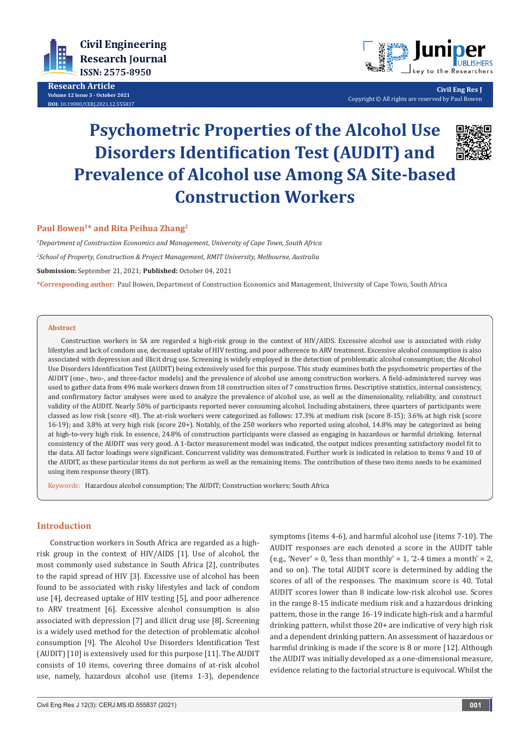# Psychometric Properties of the Alcohol Use Disorders Identification Test (AUDIT) and Prevalence of Alcohol use Among SA Site-based Construction Workers

**Paul Bowen[1]* and Rita Peihua Zhang[2]**

*[1]Department of Construction Economics and Management, University of Cape Town, South Africa*

*[2]School of Property, Construction & Project Management, RMIT University, Melbourne, Australia*

**Submission:** September 21, 2021; **Published:** October 04, 2021

***Corresponding author:** Paul Bowen, Department of Construction Economics and Management, University of Cape Town, South Africa

## Abstract

Construction workers in SA are regarded a high-risk group in the context of HIV/AIDS. Excessive alcohol use is associated with risky lifestyles and lack of condom use, decreased uptake of HIV testing, and poor adherence to ARV treatment. Excessive alcohol consumption is also associated with depression and illicit drug use. Screening is widely employed in the detection of problematic alcohol consumption; the Alcohol Use Disorders Identification Test (AUDIT) being extensively used for this purpose. This study examines both the psychometric properties of the AUDIT (one-, two-, and three-factor models) and the prevalence of alcohol use among construction workers. A field-administered survey was used to gather data from 496 male workers drawn from 18 construction sites of 7 construction firms. Descriptive statistics, internal consistency, and confirmatory factor analyses were used to analyze the prevalence of alcohol use, as well as the dimensionality, reliability, and construct validity of the AUDIT. Nearly 50% of participants reported never consuming alcohol. Including abstainers, three quarters of participants were classed as low risk (score <8). The at-risk workers were categorized as follows: 17.3% at medium risk (score 8-15); 3.6% at high risk (score 16-19); and 3.8% at very high risk (score 20+). Notably, of the 250 workers who reported using alcohol, 14.8% may be categorized as being at high-to-very high risk. In essence, 24.8% of construction participants were classed as engaging in hazardous or harmful drinking. Internal consistency of the AUDIT was very good. A 1-factor measurement model was indicated, the output indices presenting satisfactory model fit to the data. All factor loadings were significant. Concurrent validity was demonstrated. Further work is indicated in relation to items 9 and 10 of the AUDIT, as these particular items do not perform as well as the remaining items. The contribution of these two items needs to be examined using item response theory (IRT).

**Keywords:** Hazardous alcohol consumption; The AUDIT; Construction workers; South Africa

## Introduction

Construction workers in South Africa are regarded as a high-risk group in the context of HIV/AIDS [1]. Use of alcohol, the most commonly used substance in South Africa [2], contributes to the rapid spread of HIV [3]. Excessive use of alcohol has been found to be associated with risky lifestyles and lack of condom use [4], decreased uptake of HIV testing [5], and poor adherence to ARV treatment [6]. Excessive alcohol consumption is also associated with depression [7] and illicit drug use [8]. Screening is a widely used method for the detection of problematic alcohol consumption [9]. The Alcohol Use Disorders Identification Test (AUDIT) [10] is extensively used for this purpose [11]. The AUDIT consists of 10 items, covering three domains of at-risk alcohol use, namely, hazardous alcohol use (items 1-3), dependence symptoms (items 4-6), and harmful alcohol use (items 7-10). The AUDIT responses are each denoted a score in the AUDIT table (e.g., 'Never' = 0, 'less than monthly' = 1, '2-4 times a month' = 2, and so on). The total AUDIT score is determined by adding the scores of all of the responses. The maximum score is 40. Total AUDIT scores lower than 8 indicate low-risk alcohol use. Scores in the range 8-15 indicate medium risk and a hazardous drinking pattern, those in the range 16-19 indicate high-risk and a harmful drinking pattern, whilst those 20+ are indicative of very high risk and a dependent drinking pattern. An assessment of hazardous or harmful drinking is made if the score is 8 or more [12]. Although the AUDIT was initially developed as a one-dimensional measure, evidence relating to the factorial structure is equivocal. Whilst the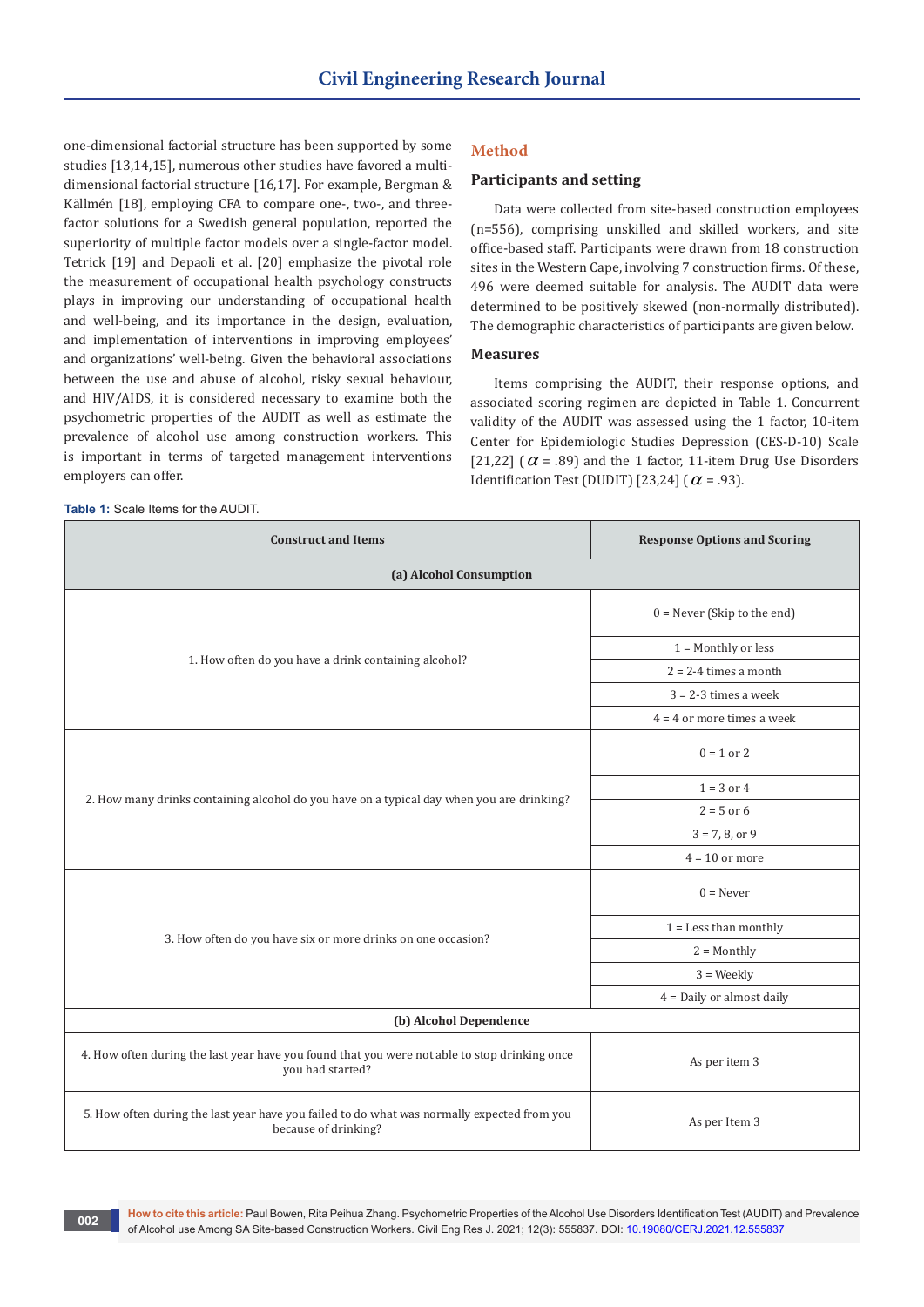one-dimensional factorial structure has been supported by some studies [13,14,15], numerous other studies have favored a multi-dimensional factorial structure [16,17]. For example, Bergman & Källmén [18], employing CFA to compare one-, two-, and three-factor solutions for a Swedish general population, reported the superiority of multiple factor models over a single-factor model. Tetrick [19] and Depaoli et al. [20] emphasize the pivotal role the measurement of occupational health psychology constructs plays in improving our understanding of occupational health and well-being, and its importance in the design, evaluation, and implementation of interventions in improving employees' and organizations' well-being. Given the behavioral associations between the use and abuse of alcohol, risky sexual behaviour, and HIV/AIDS, it is considered necessary to examine both the psychometric properties of the AUDIT as well as estimate the prevalence of alcohol use among construction workers. This is important in terms of targeted management interventions employers can offer.

## Method

### Participants and setting

Data were collected from site-based construction employees (n=556), comprising unskilled and skilled workers, and site office-based staff. Participants were drawn from 18 construction sites in the Western Cape, involving 7 construction firms. Of these, 496 were deemed suitable for analysis. The AUDIT data were determined to be positively skewed (non-normally distributed). The demographic characteristics of participants are given below.

### Measures

Items comprising the AUDIT, their response options, and associated scoring regimen are depicted in Table 1. Concurrent validity of the AUDIT was assessed using the 1 factor, 10-item Center for Epidemiologic Studies Depression (CES-D-10) Scale [21,22] ($\alpha$ = .89) and the 1 factor, 11-item Drug Use Disorders Identification Test (DUDIT) [23,24] ($\alpha$ = .93).

**Table 1:** Scale Items for the AUDIT.

| Construct and Items | Response Options and Scoring |
|---|---|
| **(a) Alcohol Consumption** | |
| 1. How often do you have a drink containing alcohol? | 0 = Never (Skip to the end) |
| | 1 = Monthly or less |
| | 2 = 2-4 times a month |
| | 3 = 2-3 times a week |
| | 4 = 4 or more times a week |
| 2. How many drinks containing alcohol do you have on a typical day when you are drinking? | 0 = 1 or 2 |
| | 1 = 3 or 4 |
| | 2 = 5 or 6 |
| | 3 = 7, 8, or 9 |
| | 4 = 10 or more |
| 3. How often do you have six or more drinks on one occasion? | 0 = Never |
| | 1 = Less than monthly |
| | 2 = Monthly |
| | 3 = Weekly |
| | 4 = Daily or almost daily |
| **(b) Alcohol Dependence** | |
| 4. How often during the last year have you found that you were not able to stop drinking once you had started? | As per item 3 |
| 5. How often during the last year have you failed to do what was normally expected from you because of drinking? | As per Item 3 |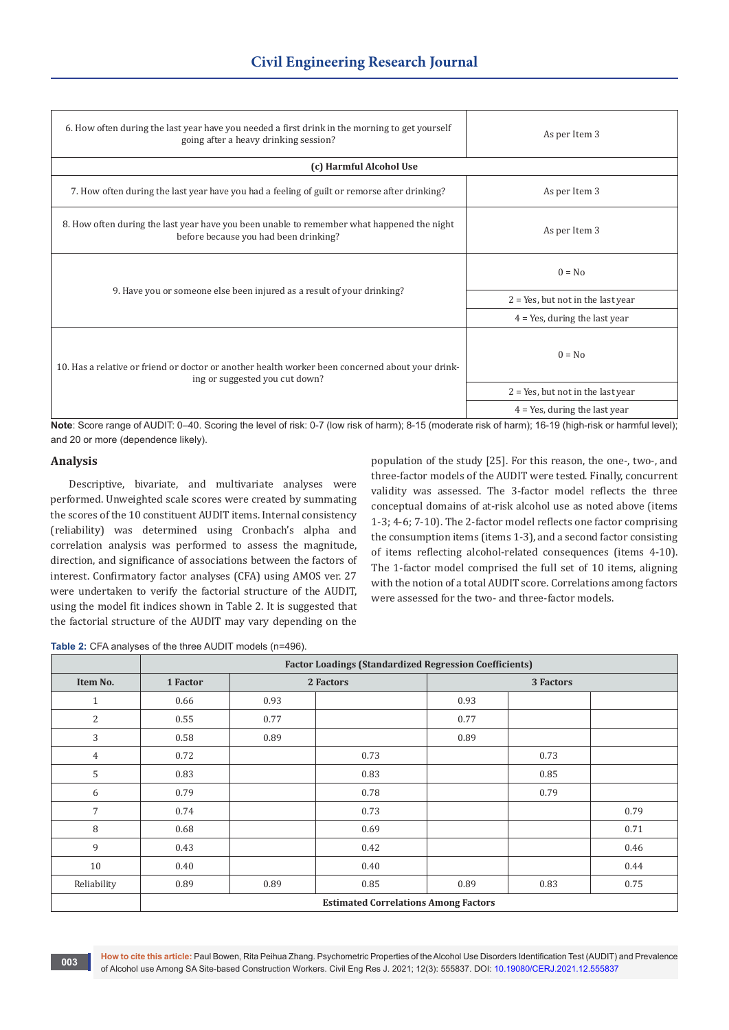| | |
|---|---|
| 6. How often during the last year have you needed a first drink in the morning to get yourself going after a heavy drinking session? | As per Item 3 |
| **(c) Harmful Alcohol Use** | |
| 7. How often during the last year have you had a feeling of guilt or remorse after drinking? | As per Item 3 |
| 8. How often during the last year have you been unable to remember what happened the night before because you had been drinking? | As per Item 3 |
| 9. Have you or someone else been injured as a result of your drinking? | 0 = No |
| | 2 = Yes, but not in the last year |
| | 4 = Yes, during the last year |
| 10. Has a relative or friend or doctor or another health worker been concerned about your drinking or suggested you cut down? | 0 = No |
| | 2 = Yes, but not in the last year |
| | 4 = Yes, during the last year |

**Note**: Score range of AUDIT: 0–40. Scoring the level of risk: 0-7 (low risk of harm); 8-15 (moderate risk of harm); 16-19 (high-risk or harmful level); and 20 or more (dependence likely).

## Analysis

Descriptive, bivariate, and multivariate analyses were performed. Unweighted scale scores were created by summating the scores of the 10 constituent AUDIT items. Internal consistency (reliability) was determined using Cronbach's alpha and correlation analysis was performed to assess the magnitude, direction, and significance of associations between the factors of interest. Confirmatory factor analyses (CFA) using AMOS ver. 27 were undertaken to verify the factorial structure of the AUDIT, using the model fit indices shown in Table 2. It is suggested that the factorial structure of the AUDIT may vary depending on the population of the study [25]. For this reason, the one-, two-, and three-factor models of the AUDIT were tested. Finally, concurrent validity was assessed. The 3-factor model reflects the three conceptual domains of at-risk alcohol use as noted above (items 1-3; 4-6; 7-10). The 2-factor model reflects one factor comprising the consumption items (items 1-3), and a second factor consisting of items reflecting alcohol-related consequences (items 4-10). The 1-factor model comprised the full set of 10 items, aligning with the notion of a total AUDIT score. Correlations among factors were assessed for the two- and three-factor models.

**Table 2:** CFA analyses of the three AUDIT models (n=496).

| | Factor Loadings (Standardized Regression Coefficients) | | | | | |
|---|---|---|---|---|---|---|
| Item No. | 1 Factor | 2 Factors | | 3 Factors | | |
| 1 | 0.66 | 0.93 | | 0.93 | | |
| 2 | 0.55 | 0.77 | | 0.77 | | |
| 3 | 0.58 | 0.89 | | 0.89 | | |
| 4 | 0.72 | | 0.73 | | 0.73 | |
| 5 | 0.83 | | 0.83 | | 0.85 | |
| 6 | 0.79 | | 0.78 | | 0.79 | |
| 7 | 0.74 | | 0.73 | | | 0.79 |
| 8 | 0.68 | | 0.69 | | | 0.71 |
| 9 | 0.43 | | 0.42 | | | 0.46 |
| 10 | 0.40 | | 0.40 | | | 0.44 |
| Reliability | 0.89 | 0.89 | 0.85 | 0.89 | 0.83 | 0.75 |
| | Estimated Correlations Among Factors | | | | | |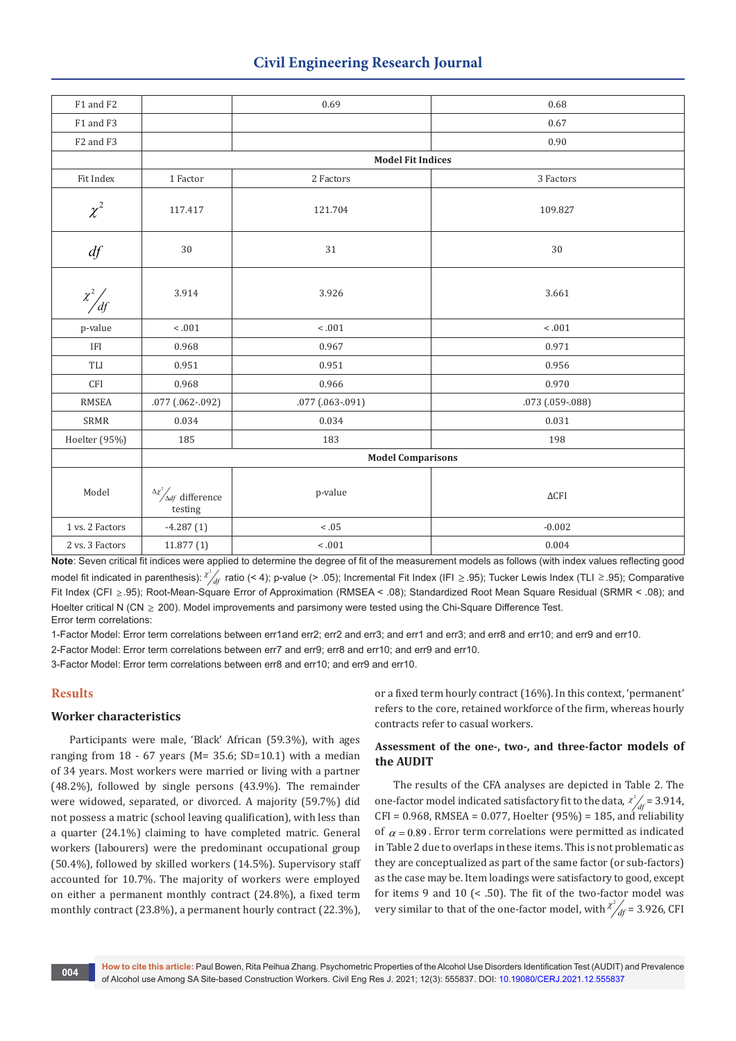| F1 and F2 | | 0.69 | 0.68 |
|---|---|---|---|
| F1 and F3 | | | 0.67 |
| F2 and F3 | | | 0.90 |
| | **Model Fit Indices** | | |
| Fit Index | 1 Factor | 2 Factors | 3 Factors |
| $\chi^2$ | 117.417 | 121.704 | 109.827 |
| $df$ | 30 | 31 | 30 |
| $\chi^2/df$ | 3.914 | 3.926 | 3.661 |
| p-value | < .001 | < .001 | < .001 |
| IFI | 0.968 | 0.967 | 0.971 |
| TLI | 0.951 | 0.951 | 0.956 |
| CFI | 0.968 | 0.966 | 0.970 |
| RMSEA | .077 (.062-.092) | .077 (.063-.091) | .073 (.059-.088) |
| SRMR | 0.034 | 0.034 | 0.031 |
| Hoelter (95%) | 185 | 183 | 198 |
| | **Model Comparisons** | | |
| Model | $\Delta\chi^2/\Delta df$ difference testing | p-value | ΔCFI |
| 1 vs. 2 Factors | -4.287 (1) | < .05 | -0.002 |
| 2 vs. 3 Factors | 11.877 (1) | < .001 | 0.004 |

**Note**: Seven critical fit indices were applied to determine the degree of fit of the measurement models as follows (with index values reflecting good model fit indicated in parenthesis): $\chi^2/df$ ratio (< 4); p-value (> .05); Incremental Fit Index (IFI ≥ .95); Tucker Lewis Index (TLI ≥ .95); Comparative Fit Index (CFI ≥ .95); Root-Mean-Square Error of Approximation (RMSEA < .08); Standardized Root Mean Square Residual (SRMR < .08); and Hoelter critical N (CN ≥ 200). Model improvements and parsimony were tested using the Chi-Square Difference Test.
Error term correlations:

1-Factor Model: Error term correlations between err1and err2; err2 and err3; and err1 and err3; and err8 and err10; and err9 and err10.

2-Factor Model: Error term correlations between err7 and err9; err8 and err10; and err9 and err10.

3-Factor Model: Error term correlations between err8 and err10; and err9 and err10.

## Results

### Worker characteristics

Participants were male, 'Black' African (59.3%), with ages ranging from 18 - 67 years (M= 35.6; SD=10.1) with a median of 34 years. Most workers were married or living with a partner (48.2%), followed by single persons (43.9%). The remainder were widowed, separated, or divorced. A majority (59.7%) did not possess a matric (school leaving qualification), with less than a quarter (24.1%) claiming to have completed matric. General workers (labourers) were the predominant occupational group (50.4%), followed by skilled workers (14.5%). Supervisory staff accounted for 10.7%. The majority of workers were employed on either a permanent monthly contract (24.8%), a fixed term monthly contract (23.8%), a permanent hourly contract (22.3%), or a fixed term hourly contract (16%). In this context, 'permanent' refers to the core, retained workforce of the firm, whereas hourly contracts refer to casual workers.

### Assessment of the one-, two-, and three-factor models of the AUDIT

The results of the CFA analyses are depicted in Table 2. The one-factor model indicated satisfactory fit to the data, $\chi^2/df = 3.914$, CFI = 0.968, RMSEA = 0.077, Hoelter (95%) = 185, and reliability of $\alpha = 0.89$. Error term correlations were permitted as indicated in Table 2 due to overlaps in these items. This is not problematic as they are conceptualized as part of the same factor (or sub-factors) as the case may be. Item loadings were satisfactory to good, except for items 9 and 10 (< .50). The fit of the two-factor model was very similar to that of the one-factor model, with $\chi^2/df = 3.926$, CFI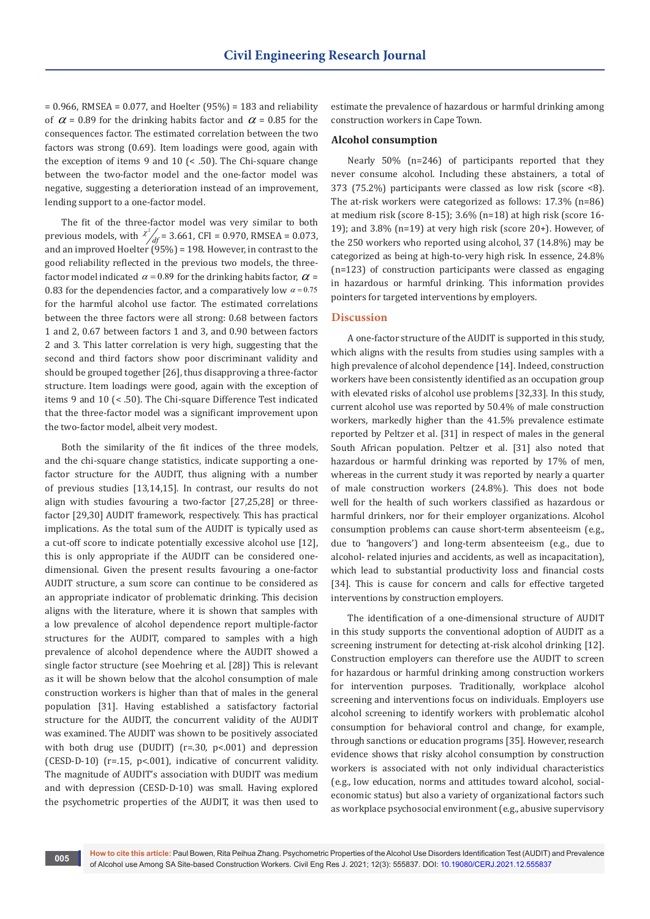= 0.966, RMSEA = 0.077, and Hoelter (95%) = 183 and reliability of $\alpha$ = 0.89 for the drinking habits factor and $\alpha$ = 0.85 for the consequences factor. The estimated correlation between the two factors was strong (0.69). Item loadings were good, again with the exception of items 9 and 10 (< .50). The Chi-square change between the two-factor model and the one-factor model was negative, suggesting a deterioration instead of an improvement, lending support to a one-factor model.

The fit of the three-factor model was very similar to both previous models, with $\chi^2/_{df}$ = 3.661, CFI = 0.970, RMSEA = 0.073, and an improved Hoelter (95%) = 198. However, in contrast to the good reliability reflected in the previous two models, the three-factor model indicated $\alpha = 0.89$ for the drinking habits factor, $\alpha$ = 0.83 for the dependencies factor, and a comparatively low $\alpha = 0.75$ for the harmful alcohol use factor. The estimated correlations between the three factors were all strong: 0.68 between factors 1 and 2, 0.67 between factors 1 and 3, and 0.90 between factors 2 and 3. This latter correlation is very high, suggesting that the second and third factors show poor discriminant validity and should be grouped together [26], thus disapproving a three-factor structure. Item loadings were good, again with the exception of items 9 and 10 (< .50). The Chi-square Difference Test indicated that the three-factor model was a significant improvement upon the two-factor model, albeit very modest.

Both the similarity of the fit indices of the three models, and the chi-square change statistics, indicate supporting a one-factor structure for the AUDIT, thus aligning with a number of previous studies [13,14,15]. In contrast, our results do not align with studies favouring a two-factor [27,25,28] or three-factor [29,30] AUDIT framework, respectively. This has practical implications. As the total sum of the AUDIT is typically used as a cut-off score to indicate potentially excessive alcohol use [12], this is only appropriate if the AUDIT can be considered one-dimensional. Given the present results favouring a one-factor AUDIT structure, a sum score can continue to be considered as an appropriate indicator of problematic drinking. This decision aligns with the literature, where it is shown that samples with a low prevalence of alcohol dependence report multiple-factor structures for the AUDIT, compared to samples with a high prevalence of alcohol dependence where the AUDIT showed a single factor structure (see Moehring et al. [28]) This is relevant as it will be shown below that the alcohol consumption of male construction workers is higher than that of males in the general population [31]. Having established a satisfactory factorial structure for the AUDIT, the concurrent validity of the AUDIT was examined. The AUDIT was shown to be positively associated with both drug use (DUDIT) ($r$=.30, $p$<.001) and depression (CESD-D-10) ($r$=.15, $p$<.001), indicative of concurrent validity. The magnitude of AUDIT's association with DUDIT was medium and with depression (CESD-D-10) was small. Having explored the psychometric properties of the AUDIT, it was then used to estimate the prevalence of hazardous or harmful drinking among construction workers in Cape Town.

### Alcohol consumption

Nearly 50% (n=246) of participants reported that they never consume alcohol. Including these abstainers, a total of 373 (75.2%) participants were classed as low risk (score <8). The at-risk workers were categorized as follows: 17.3% (n=86) at medium risk (score 8-15); 3.6% (n=18) at high risk (score 16-19); and 3.8% (n=19) at very high risk (score 20+). However, of the 250 workers who reported using alcohol, 37 (14.8%) may be categorized as being at high-to-very high risk. In essence, 24.8% (n=123) of construction participants were classed as engaging in hazardous or harmful drinking. This information provides pointers for targeted interventions by employers.

## Discussion

A one-factor structure of the AUDIT is supported in this study, which aligns with the results from studies using samples with a high prevalence of alcohol dependence [14]. Indeed, construction workers have been consistently identified as an occupation group with elevated risks of alcohol use problems [32,33]. In this study, current alcohol use was reported by 50.4% of male construction workers, markedly higher than the 41.5% prevalence estimate reported by Peltzer et al. [31] in respect of males in the general South African population. Peltzer et al. [31] also noted that hazardous or harmful drinking was reported by 17% of men, whereas in the current study it was reported by nearly a quarter of male construction workers (24.8%). This does not bode well for the health of such workers classified as hazardous or harmful drinkers, nor for their employer organizations. Alcohol consumption problems can cause short-term absenteeism (e.g., due to 'hangovers') and long-term absenteeism (e.g., due to alcohol- related injuries and accidents, as well as incapacitation), which lead to substantial productivity loss and financial costs [34]. This is cause for concern and calls for effective targeted interventions by construction employers.

The identification of a one-dimensional structure of AUDIT in this study supports the conventional adoption of AUDIT as a screening instrument for detecting at-risk alcohol drinking [12]. Construction employers can therefore use the AUDIT to screen for hazardous or harmful drinking among construction workers for intervention purposes. Traditionally, workplace alcohol screening and interventions focus on individuals. Employers use alcohol screening to identify workers with problematic alcohol consumption for behavioral control and change, for example, through sanctions or education programs [35]. However, research evidence shows that risky alcohol consumption by construction workers is associated with not only individual characteristics (e.g., low education, norms and attitudes toward alcohol, social-economic status) but also a variety of organizational factors such as workplace psychosocial environment (e.g., abusive supervisory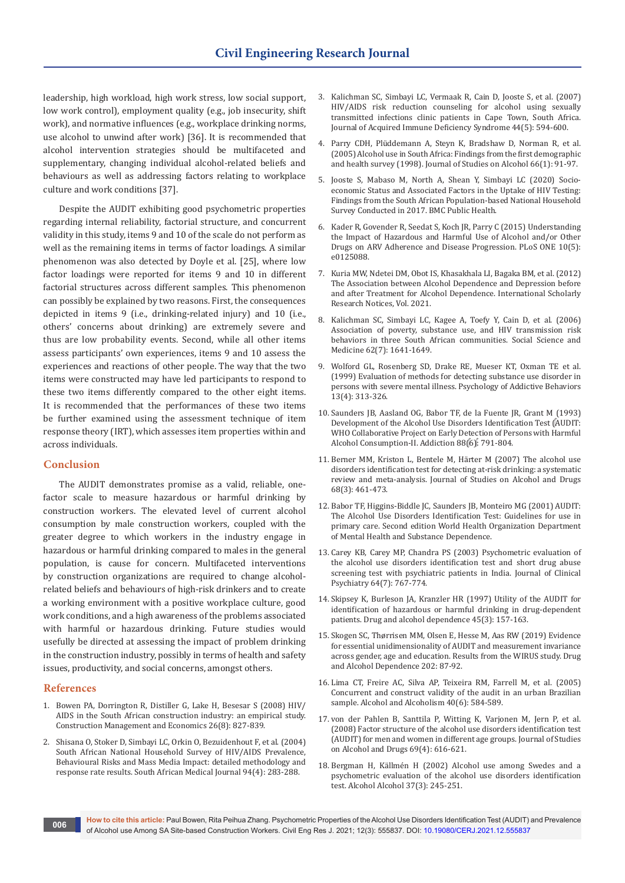leadership, high workload, high work stress, low social support, low work control), employment quality (e.g., job insecurity, shift work), and normative influences (e.g., workplace drinking norms, use alcohol to unwind after work) [36]. It is recommended that alcohol intervention strategies should be multifaceted and supplementary, changing individual alcohol-related beliefs and behaviours as well as addressing factors relating to workplace culture and work conditions [37].

Despite the AUDIT exhibiting good psychometric properties regarding internal reliability, factorial structure, and concurrent validity in this study, items 9 and 10 of the scale do not perform as well as the remaining items in terms of factor loadings. A similar phenomenon was also detected by Doyle et al. [25], where low factor loadings were reported for items 9 and 10 in different factorial structures across different samples. This phenomenon can possibly be explained by two reasons. First, the consequences depicted in items 9 (i.e., drinking-related injury) and 10 (i.e., others' concerns about drinking) are extremely severe and thus are low probability events. Second, while all other items assess participants' own experiences, items 9 and 10 assess the experiences and reactions of other people. The way that the two items were constructed may have led participants to respond to these two items differently compared to the other eight items. It is recommended that the performances of these two items be further examined using the assessment technique of item response theory (IRT), which assesses item properties within and across individuals.

## Conclusion

The AUDIT demonstrates promise as a valid, reliable, one-factor scale to measure hazardous or harmful drinking by construction workers. The elevated level of current alcohol consumption by male construction workers, coupled with the greater degree to which workers in the industry engage in hazardous or harmful drinking compared to males in the general population, is cause for concern. Multifaceted interventions by construction organizations are required to change alcohol-related beliefs and behaviours of high-risk drinkers and to create a working environment with a positive workplace culture, good work conditions, and a high awareness of the problems associated with harmful or hazardous drinking. Future studies would usefully be directed at assessing the impact of problem drinking in the construction industry, possibly in terms of health and safety issues, productivity, and social concerns, amongst others.

## References

1. Bowen PA, Dorrington R, Distiller G, Lake H, Besesar S (2008) HIV/AIDS in the South African construction industry: an empirical study. Construction Management and Economics 26(8): 827-839.
2. Shisana O, Stoker D, Simbayi LC, Orkin O, Bezuidenhout F, et al. (2004) South African National Household Survey of HIV/AIDS Prevalence, Behavioural Risks and Mass Media Impact: detailed methodology and response rate results. South African Medical Journal 94(4): 283-288.
3. Kalichman SC, Simbayi LC, Vermaak R, Cain D, Jooste S, et al. (2007) HIV/AIDS risk reduction counseling for alcohol using sexually transmitted infections clinic patients in Cape Town, South Africa. Journal of Acquired Immune Deficiency Syndrome 44(5): 594-600.
4. Parry CDH, Plüddemann A, Steyn K, Bradshaw D, Norman R, et al. (2005) Alcohol use in South Africa: Findings from the first demographic and health survey (1998). Journal of Studies on Alcohol 66(1): 91-97.
5. Jooste S, Mabaso M, North A, Shean Y, Simbayi LC (2020) Socio-economic Status and Associated Factors in the Uptake of HIV Testing: Findings from the South African Population-based National Household Survey Conducted in 2017. BMC Public Health.
6. Kader R, Govender R, Seedat S, Koch JR, Parry C (2015) Understanding the Impact of Hazardous and Harmful Use of Alcohol and/or Other Drugs on ARV Adherence and Disease Progression. PLoS ONE 10(5): e0125088.
7. Kuria MW, Ndetei DM, Obot IS, Khasakhala LI, Bagaka BM, et al. (2012) The Association between Alcohol Dependence and Depression before and after Treatment for Alcohol Dependence. International Scholarly Research Notices, Vol. 2021.
8. Kalichman SC, Simbayi LC, Kagee A, Toefy Y, Cain D, et al. (2006) Association of poverty, substance use, and HIV transmission risk behaviors in three South African communities. Social Science and Medicine 62(7): 1641-1649.
9. Wolford GL, Rosenberg SD, Drake RE, Mueser KT, Oxman TE et al. (1999) Evaluation of methods for detecting substance use disorder in persons with severe mental illness. Psychology of Addictive Behaviors 13(4): 313-326.
10. Saunders JB, Aasland OG, Babor TF, de la Fuente JR, Grant M (1993) Development of the Alcohol Use Disorders Identification Test (AUDIT: WHO Collaborative Project on Early Detection of Persons with Harmful Alcohol Consumption-II. Addiction 88(6): 791-804.
11. Berner MM, Kriston L, Bentele M, Härter M (2007) The alcohol use disorders identification test for detecting at-risk drinking: a systematic review and meta-analysis. Journal of Studies on Alcohol and Drugs 68(3): 461-473.
12. Babor TF, Higgins-Biddle JC, Saunders JB, Monteiro MG (2001) AUDIT: The Alcohol Use Disorders Identification Test: Guidelines for use in primary care. Second edition World Health Organization Department of Mental Health and Substance Dependence.
13. Carey KB, Carey MP, Chandra PS (2003) Psychometric evaluation of the alcohol use disorders identification test and short drug abuse screening test with psychiatric patients in India. Journal of Clinical Psychiatry 64(7): 767-774.
14. Skipsey K, Burleson JA, Kranzler HR (1997) Utility of the AUDIT for identification of hazardous or harmful drinking in drug-dependent patients. Drug and alcohol dependence 45(3): 157-163.
15. Skogen SC, Thørrisen MM, Olsen E, Hesse M, Aas RW (2019) Evidence for essential unidimensionality of AUDIT and measurement invariance across gender, age and education. Results from the WIRUS study. Drug and Alcohol Dependence 202: 87-92.
16. Lima CT, Freire AC, Silva AP, Teixeira RM, Farrell M, et al. (2005) Concurrent and construct validity of the audit in an urban Brazilian sample. Alcohol and Alcoholism 40(6): 584-589.
17. von der Pahlen B, Santtila P, Witting K, Varjonen M, Jern P, et al. (2008) Factor structure of the alcohol use disorders identification test (AUDIT) for men and women in different age groups. Journal of Studies on Alcohol and Drugs 69(4): 616-621.
18. Bergman H, Källmén H (2002) Alcohol use among Swedes and a psychometric evaluation of the alcohol use disorders identification test. Alcohol Alcohol 37(3): 245-251.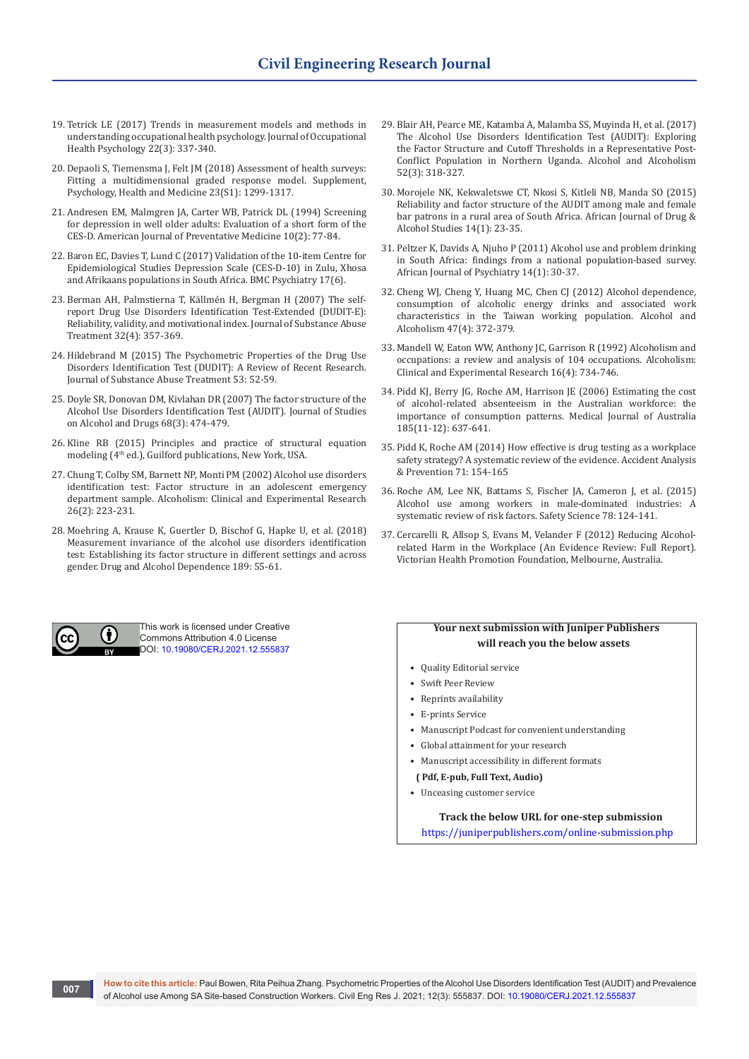19. Tetrick LE (2017) Trends in measurement models and methods in understanding occupational health psychology. Journal of Occupational Health Psychology 22(3): 337-340.
20. Depaoli S, Tiemensma J, Felt JM (2018) Assessment of health surveys: Fitting a multidimensional graded response model. Supplement, Psychology, Health and Medicine 23(S1): 1299-1317.
21. Andresen EM, Malmgren JA, Carter WB, Patrick DL (1994) Screening for depression in well older adults: Evaluation of a short form of the CES-D. American Journal of Preventative Medicine 10(2): 77-84.
22. Baron EC, Davies T, Lund C (2017) Validation of the 10-item Centre for Epidemiological Studies Depression Scale (CES-D-10) in Zulu, Xhosa and Afrikaans populations in South Africa. BMC Psychiatry 17(6).
23. Berman AH, Palmstierna T, Källmén H, Bergman H (2007) The self-report Drug Use Disorders Identification Test-Extended (DUDIT-E): Reliability, validity, and motivational index. Journal of Substance Abuse Treatment 32(4): 357-369.
24. Hildebrand M (2015) The Psychometric Properties of the Drug Use Disorders Identification Test (DUDIT): A Review of Recent Research. Journal of Substance Abuse Treatment 53: 52-59.
25. Doyle SR, Donovan DM, Kivlahan DR (2007) The factor structure of the Alcohol Use Disorders Identification Test (AUDIT). Journal of Studies on Alcohol and Drugs 68(3): 474-479.
26. Kline RB (2015) Principles and practice of structural equation modeling (4th ed.), Guilford publications, New York, USA.
27. Chung T, Colby SM, Barnett NP, Monti PM (2002) Alcohol use disorders identification test: Factor structure in an adolescent emergency department sample. Alcoholism: Clinical and Experimental Research 26(2): 223-231.
28. Moehring A, Krause K, Guertler D, Bischof G, Hapke U, et al. (2018) Measurement invariance of the alcohol use disorders identification test: Establishing its factor structure in different settings and across gender. Drug and Alcohol Dependence 189: 55-61.
29. Blair AH, Pearce ME, Katamba A, Malamba SS, Muyinda H, et al. (2017) The Alcohol Use Disorders Identification Test (AUDIT): Exploring the Factor Structure and Cutoff Thresholds in a Representative Post-Conflict Population in Northern Uganda. Alcohol and Alcoholism 52(3): 318-327.
30. Morojele NK, Kekwaletswe CT, Nkosi S, Kitleli NB, Manda SO (2015) Reliability and factor structure of the AUDIT among male and female bar patrons in a rural area of South Africa. African Journal of Drug & Alcohol Studies 14(1): 23-35.
31. Peltzer K, Davids A, Njuho P (2011) Alcohol use and problem drinking in South Africa: findings from a national population-based survey. African Journal of Psychiatry 14(1): 30-37.
32. Cheng WJ, Cheng Y, Huang MC, Chen CJ (2012) Alcohol dependence, consumption of alcoholic energy drinks and associated work characteristics in the Taiwan working population. Alcohol and Alcoholism 47(4): 372-379.
33. Mandell W, Eaton WW, Anthony JC, Garrison R (1992) Alcoholism and occupations: a review and analysis of 104 occupations. Alcoholism: Clinical and Experimental Research 16(4): 734-746.
34. Pidd KJ, Berry JG, Roche AM, Harrison JE (2006) Estimating the cost of alcohol-related absenteeism in the Australian workforce: the importance of consumption patterns. Medical Journal of Australia 185(11-12): 637-641.
35. Pidd K, Roche AM (2014) How effective is drug testing as a workplace safety strategy? A systematic review of the evidence. Accident Analysis & Prevention 71: 154-165
36. Roche AM, Lee NK, Battams S, Fischer JA, Cameron J, et al. (2015) Alcohol use among workers in male-dominated industries: A systematic review of risk factors. Safety Science 78: 124-141.
37. Cercarelli R, Allsop S, Evans M, Velander F (2012) Reducing Alcohol-related Harm in the Workplace (An Evidence Review: Full Report). Victorian Health Promotion Foundation, Melbourne, Australia.

This work is licensed under Creative Commons Attribution 4.0 License
DOI: 10.19080/CERJ.2021.12.555837

**Your next submission with Juniper Publishers will reach you the below assets**

- Quality Editorial service
- Swift Peer Review
- Reprints availability
- E-prints Service
- Manuscript Podcast for convenient understanding
- Global attainment for your research
- Manuscript accessibility in different formats

**( Pdf, E-pub, Full Text, Audio)**

- Unceasing customer service

**Track the below URL for one-step submission**
https://juniperpublishers.com/online-submission.php

**How to cite this article:** Paul Bowen, Rita Peihua Zhang. Psychometric Properties of the Alcohol Use Disorders Identification Test (AUDIT) and Prevalence of Alcohol use Among SA Site-based Construction Workers. Civil Eng Res J. 2021; 12(3): 555837. DOI: 10.19080/CERJ.2021.12.555837